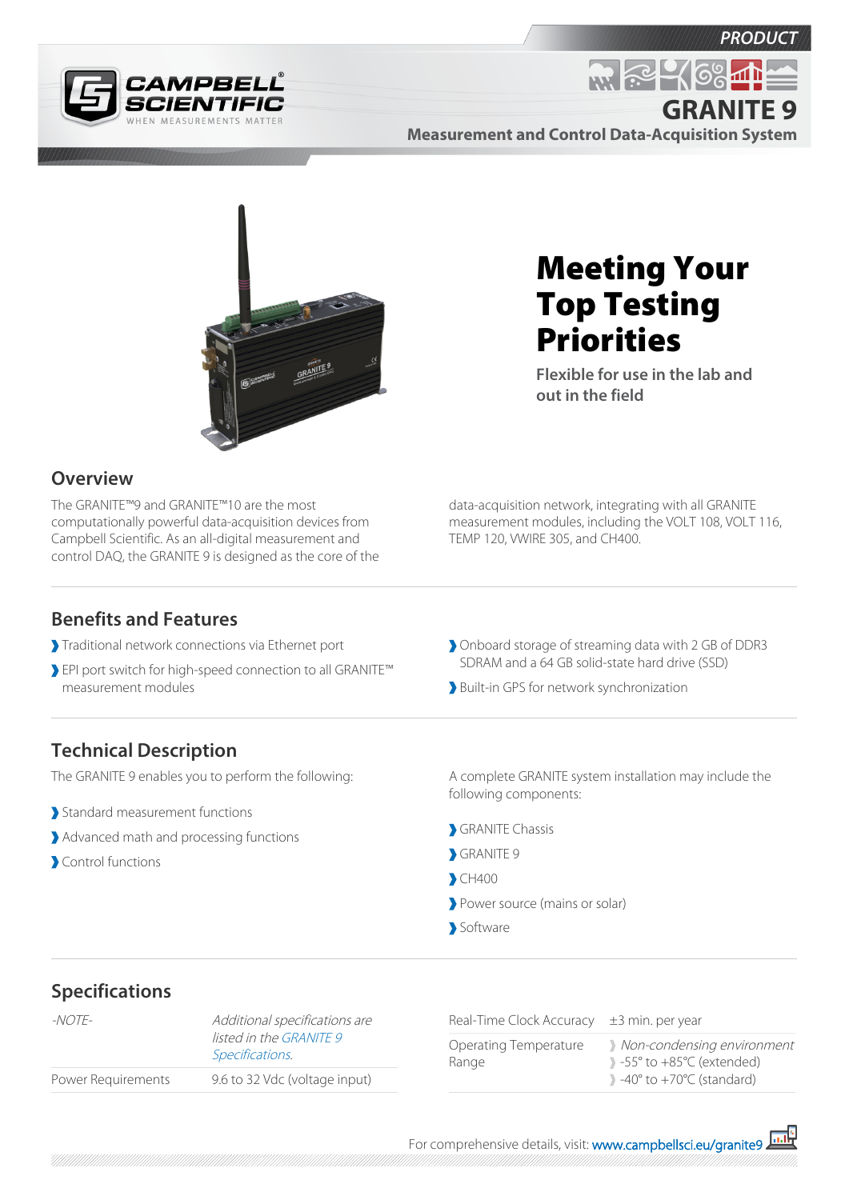PRODUCT

# GRANITE 9

**Measurement and Control Data-Acquisition System**

# Meeting Your Top Testing Priorities

**Flexible for use in the lab and out in the field**

## Overview

The GRANITE™9 and GRANITE™10 are the most computationally powerful data-acquisition devices from Campbell Scientific. As an all-digital measurement and control DAQ, the GRANITE 9 is designed as the core of the data-acquisition network, integrating with all GRANITE measurement modules, including the VOLT 108, VOLT 116, TEMP 120, VWIRE 305, and CH400.

## Benefits and Features

- Traditional network connections via Ethernet port
- EPI port switch for high-speed connection to all GRANITE™ measurement modules
- Onboard storage of streaming data with 2 GB of DDR3 SDRAM and a 64 GB solid-state hard drive (SSD)
- Built-in GPS for network synchronization

## Technical Description

The GRANITE 9 enables you to perform the following:

- Standard measurement functions
- Advanced math and processing functions
- Control functions

A complete GRANITE system installation may include the following components:

- GRANITE Chassis
- GRANITE 9
- CH400
- Power source (mains or solar)
- Software

## Specifications

| | |
|---|---|
| *-NOTE-* | *Additional specifications are listed in the GRANITE 9 Specifications.* |
| Power Requirements | 9.6 to 32 Vdc (voltage input) |
| Real-Time Clock Accuracy | ±3 min. per year |
| Operating Temperature Range | *Non-condensing environment*<br>-55° to +85°C (extended)<br>-40° to +70°C (standard) |

For comprehensive details, visit: www.campbellsci.eu/granite9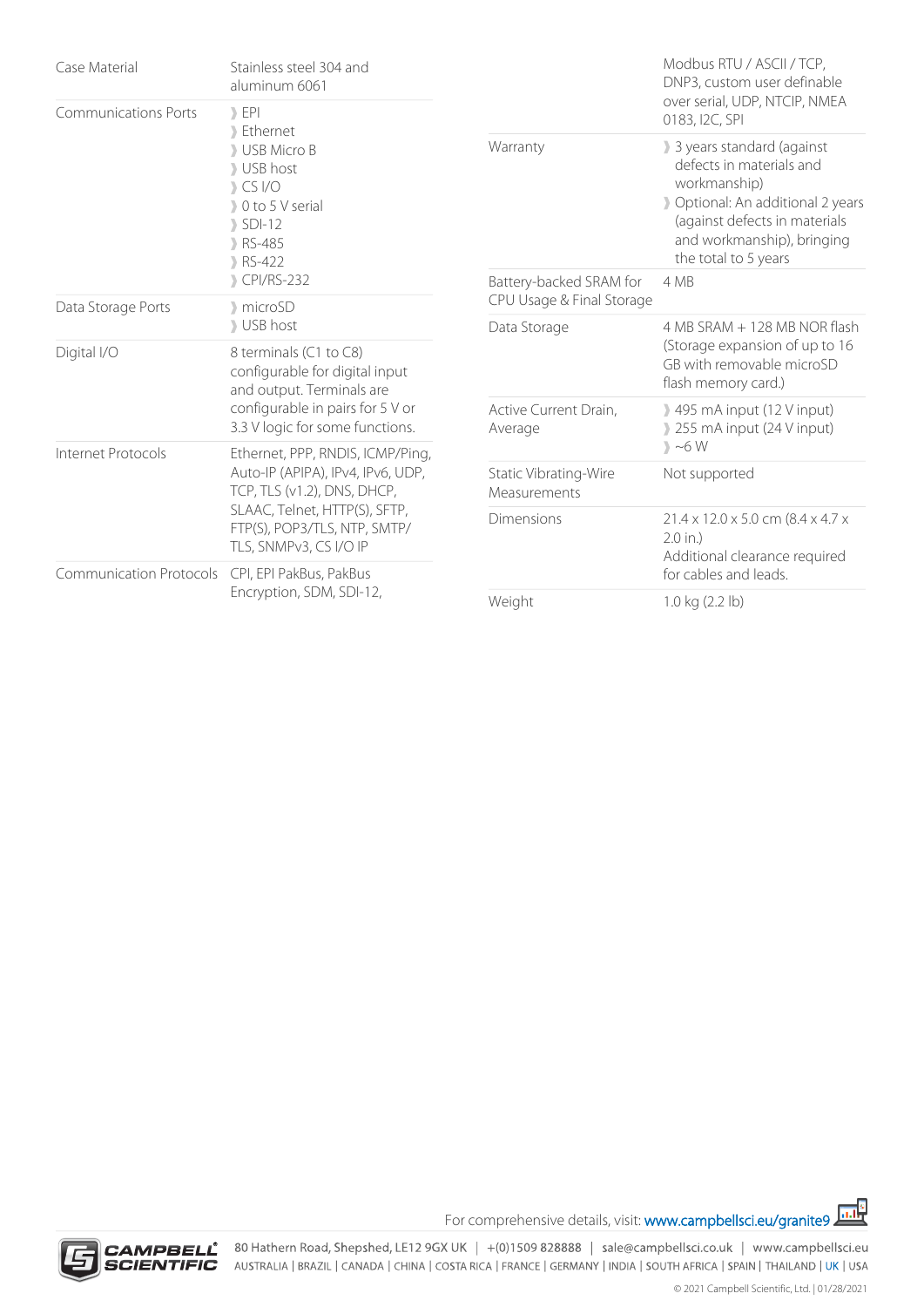| | |
|---|---|
| Case Material | Stainless steel 304 and aluminum 6061 |
| Communications Ports | EPI<br>Ethernet<br>USB Micro B<br>USB host<br>CS I/O<br>0 to 5 V serial<br>SDI-12<br>RS-485<br>RS-422<br>CPI/RS-232 |
| Data Storage Ports | microSD<br>USB host |
| Digital I/O | 8 terminals (C1 to C8) configurable for digital input and output. Terminals are configurable in pairs for 5 V or 3.3 V logic for some functions. |
| Internet Protocols | Ethernet, PPP, RNDIS, ICMP/Ping, Auto-IP (APIPA), IPv4, IPv6, UDP, TCP, TLS (v1.2), DNS, DHCP, SLAAC, Telnet, HTTP(S), SFTP, FTP(S), POP3/TLS, NTP, SMTP/TLS, SNMPv3, CS I/O IP |
| Communication Protocols | CPI, EPI PakBus, PakBus Encryption, SDM, SDI-12, Modbus RTU / ASCII / TCP, DNP3, custom user definable over serial, UDP, NTCIP, NMEA 0183, I2C, SPI |
| Warranty | 3 years standard (against defects in materials and workmanship)<br>Optional: An additional 2 years (against defects in materials and workmanship), bringing the total to 5 years |
| Battery-backed SRAM for CPU Usage & Final Storage | 4 MB |
| Data Storage | 4 MB SRAM + 128 MB NOR flash (Storage expansion of up to 16 GB with removable microSD flash memory card.) |
| Active Current Drain, Average | 495 mA input (12 V input)<br>255 mA input (24 V input)<br>~6 W |
| Static Vibrating-Wire Measurements | Not supported |
| Dimensions | 21.4 x 12.0 x 5.0 cm (8.4 x 4.7 x 2.0 in.)<br>Additional clearance required for cables and leads. |
| Weight | 1.0 kg (2.2 lb) |

For comprehensive details, visit: www.campbellsci.eu/granite9

CAMPBELL SCIENTIFIC

80 Hathern Road, Shepshed, LE12 9GX UK | +(0)1509 828888 | sale@campbellsci.co.uk | www.campbellsci.eu

AUSTRALIA | BRAZIL | CANADA | CHINA | COSTA RICA | FRANCE | GERMANY | INDIA | SOUTH AFRICA | SPAIN | THAILAND | UK | USA

© 2021 Campbell Scientific, Ltd. | 01/28/2021